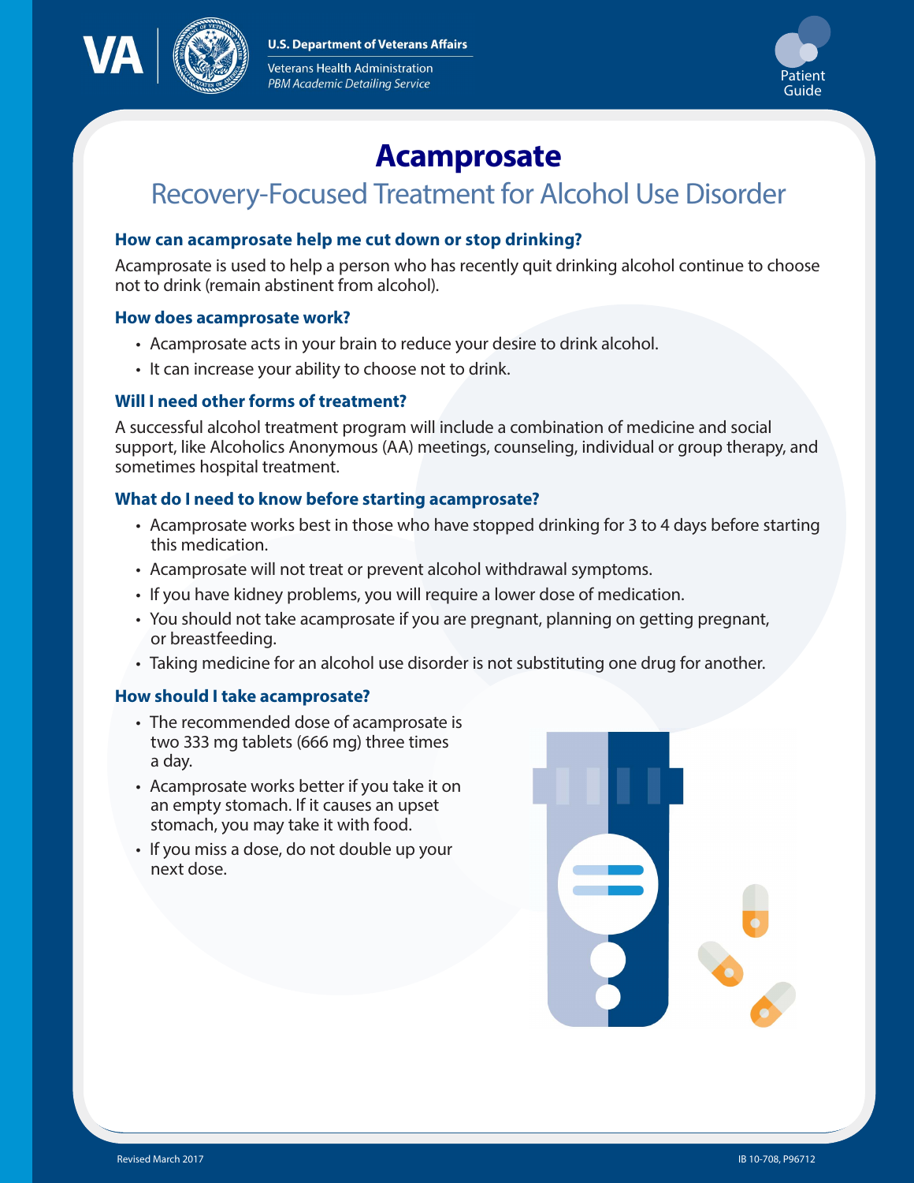U.S. Department of Veterans Affairs

Veterans Health Administration
*PBM Academic Detailing Service*

Patient Guide

# Acamprosate

## Recovery-Focused Treatment for Alcohol Use Disorder

### How can acamprosate help me cut down or stop drinking?

Acamprosate is used to help a person who has recently quit drinking alcohol continue to choose not to drink (remain abstinent from alcohol).

### How does acamprosate work?

- Acamprosate acts in your brain to reduce your desire to drink alcohol.
- It can increase your ability to choose not to drink.

### Will I need other forms of treatment?

A successful alcohol treatment program will include a combination of medicine and social support, like Alcoholics Anonymous (AA) meetings, counseling, individual or group therapy, and sometimes hospital treatment.

### What do I need to know before starting acamprosate?

- Acamprosate works best in those who have stopped drinking for 3 to 4 days before starting this medication.
- Acamprosate will not treat or prevent alcohol withdrawal symptoms.
- If you have kidney problems, you will require a lower dose of medication.
- You should not take acamprosate if you are pregnant, planning on getting pregnant, or breastfeeding.
- Taking medicine for an alcohol use disorder is not substituting one drug for another.

### How should I take acamprosate?

- The recommended dose of acamprosate is two 333 mg tablets (666 mg) three times a day.
- Acamprosate works better if you take it on an empty stomach. If it causes an upset stomach, you may take it with food.
- If you miss a dose, do not double up your next dose.

Revised March 2017

IB 10-708, P96712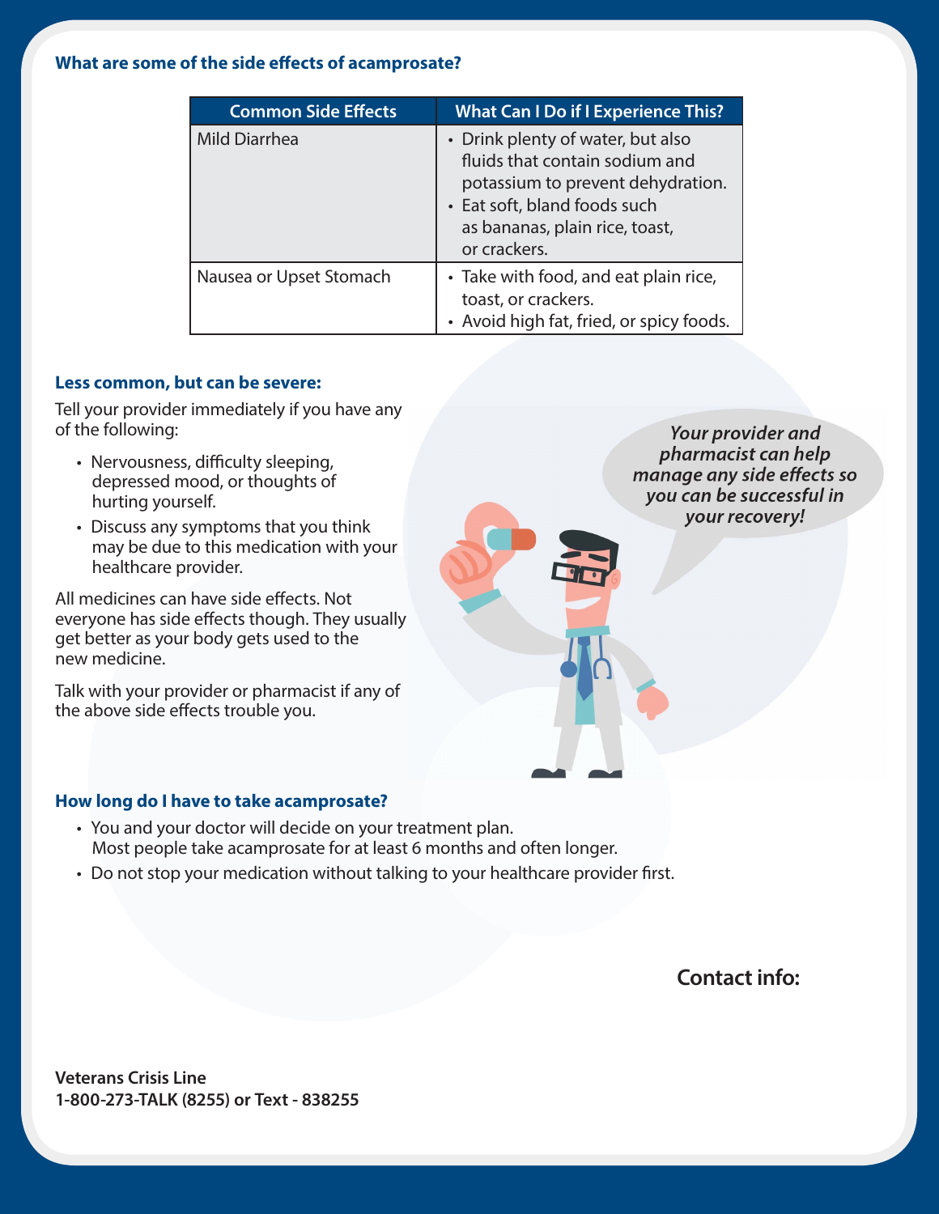### What are some of the side effects of acamprosate?

| Common Side Effects | What Can I Do if I Experience This? |
|---|---|
| Mild Diarrhea | • Drink plenty of water, but also fluids that contain sodium and potassium to prevent dehydration.<br>• Eat soft, bland foods such as bananas, plain rice, toast, or crackers. |
| Nausea or Upset Stomach | • Take with food, and eat plain rice, toast, or crackers.<br>• Avoid high fat, fried, or spicy foods. |

### Less common, but can be severe:

Tell your provider immediately if you have any of the following:

- Nervousness, difficulty sleeping, depressed mood, or thoughts of hurting yourself.
- Discuss any symptoms that you think may be due to this medication with your healthcare provider.

All medicines can have side effects. Not everyone has side effects though. They usually get better as your body gets used to the new medicine.

Talk with your provider or pharmacist if any of the above side effects trouble you.

*Your provider and pharmacist can help manage any side effects so you can be successful in your recovery!*

### How long do I have to take acamprosate?

- You and your doctor will decide on your treatment plan. Most people take acamprosate for at least 6 months and often longer.
- Do not stop your medication without talking to your healthcare provider first.

**Contact info:**

**Veterans Crisis Line**
**1-800-273-TALK (8255) or Text - 838255**